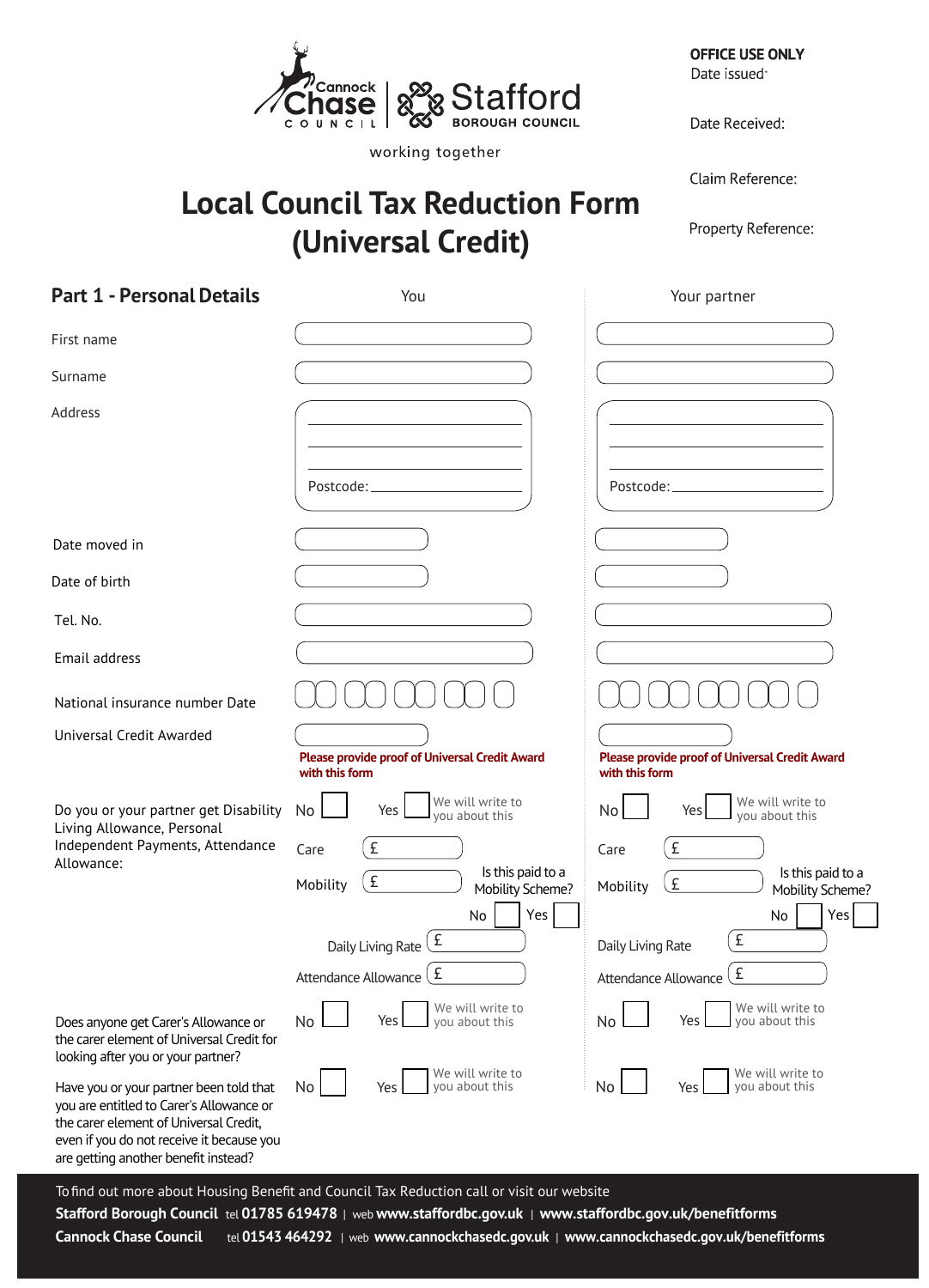Cannock Chase COUNCIL | Stafford BOROUGH COUNCIL

working together

**OFFICE USE ONLY**

Date issued:

Date Received:

Claim Reference:

Property Reference:

# Local Council Tax Reduction Form (Universal Credit)

## Part 1 - Personal Details

| | You | Your partner |
|---|---|---|
| First name | | |
| Surname | | |
| Address | Postcode: | Postcode: |
| Date moved in | | |
| Date of birth | | |
| Tel. No. | | |
| Email address | | |
| National insurance number Date | | |
| Universal Credit Awarded | **Please provide proof of Universal Credit Award with this form** | **Please provide proof of Universal Credit Award with this form** |
| Do you or your partner get Disability Living Allowance, Personal Independent Payments, Attendance Allowance: | No ☐ Yes ☐ We will write to you about this<br>Care £<br>Mobility £ Is this paid to a Mobility Scheme? No ☐ Yes ☐<br>Daily Living Rate £<br>Attendance Allowance £ | No ☐ Yes ☐ We will write to you about this<br>Care £<br>Mobility £ Is this paid to a Mobility Scheme? No ☐ Yes ☐<br>Daily Living Rate £<br>Attendance Allowance £ |
| Does anyone get Carer's Allowance or the carer element of Universal Credit for looking after you or your partner? | No ☐ Yes ☐ We will write to you about this | No ☐ Yes ☐ We will write to you about this |
| Have you or your partner been told that you are entitled to Carer's Allowance or the carer element of Universal Credit, even if you do not receive it because you are getting another benefit instead? | No ☐ Yes ☐ We will write to you about this | No ☐ Yes ☐ We will write to you about this |

To find out more about Housing Benefit and Council Tax Reduction call or visit our website

**Stafford Borough Council** tel **01785 619478** | web **www.staffordbc.gov.uk** | **www.staffordbc.gov.uk/benefitforms**

**Cannock Chase Council** tel **01543 464292** | web **www.cannockchasedc.gov.uk** | **www.cannockchasedc.gov.uk/benefitforms**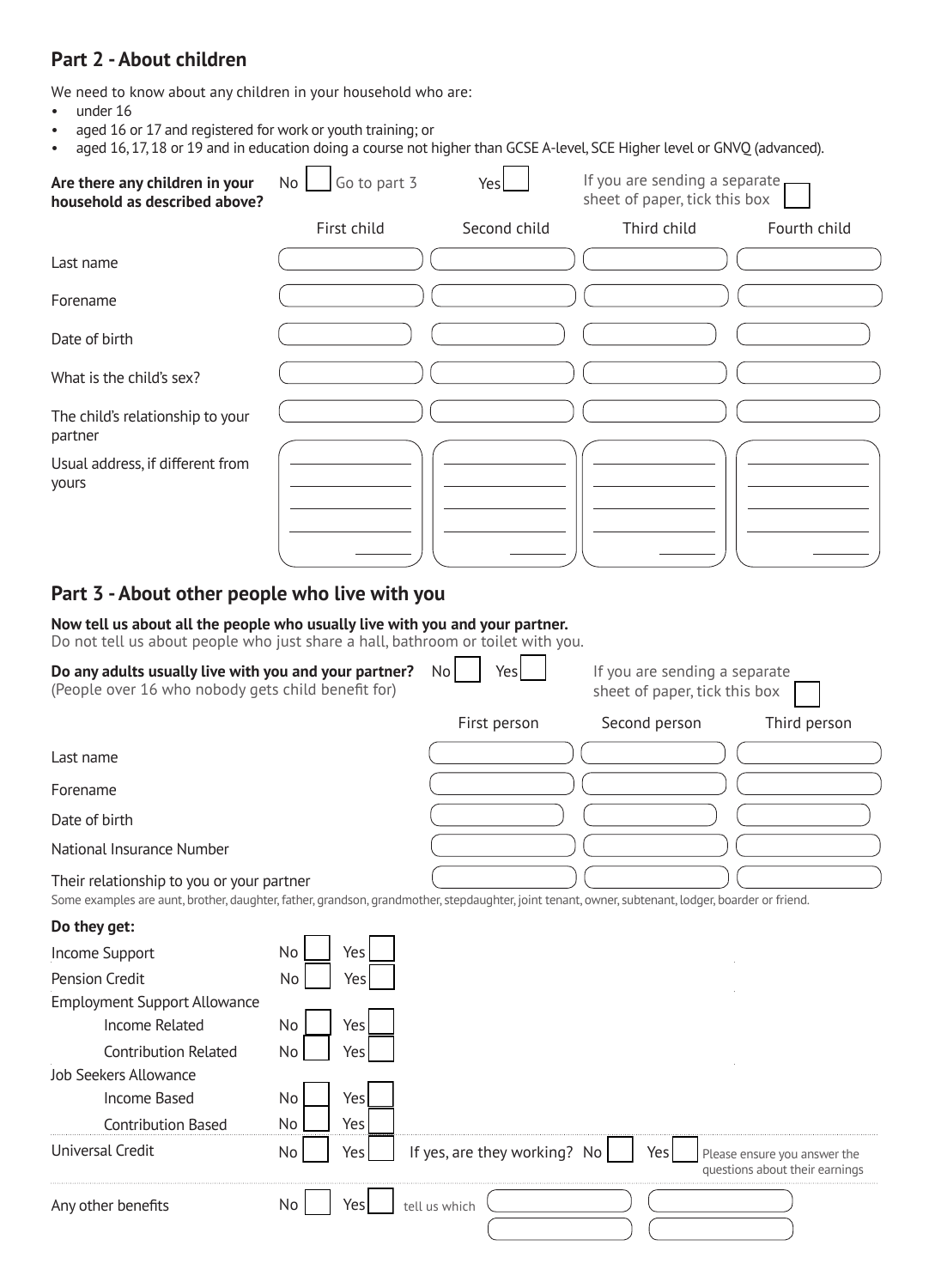## Part 2 - About children

We need to know about any children in your household who are:

- under 16
- aged 16 or 17 and registered for work or youth training; or
- aged 16, 17, 18 or 19 and in education doing a course not higher than GCSE A-level, SCE Higher level or GNVQ (advanced).

**Are there any children in your household as described above?** No ☐ Go to part 3 Yes ☐

If you are sending a separate sheet of paper, tick this box ☐

| | First child | Second child | Third child | Fourth child |
|---|---|---|---|---|
| Last name | | | | |
| Forename | | | | |
| Date of birth | | | | |
| What is the child's sex? | | | | |
| The child's relationship to your partner | | | | |
| Usual address, if different from yours | | | | |

## Part 3 - About other people who live with you

**Now tell us about all the people who usually live with you and your partner.**

Do not tell us about people who just share a hall, bathroom or toilet with you.

**Do any adults usually live with you and your partner?** No ☐ Yes ☐
(People over 16 who nobody gets child benefit for)

If you are sending a separate sheet of paper, tick this box ☐

| | First person | Second person | Third person |
|---|---|---|---|
| Last name | | | |
| Forename | | | |
| Date of birth | | | |
| National Insurance Number | | | |
| Their relationship to you or your partner | | | |

Some examples are aunt, brother, daughter, father, grandson, grandmother, stepdaughter, joint tenant, owner, subtenant, lodger, boarder or friend.

**Do they get:**

| | No | Yes |
|---|---|---|
| Income Support | ☐ | ☐ |
| Pension Credit | ☐ | ☐ |
| Employment Support Allowance | | |
| Income Related | ☐ | ☐ |
| Contribution Related | ☐ | ☐ |
| Job Seekers Allowance | | |
| Income Based | ☐ | ☐ |
| Contribution Based | ☐ | ☐ |
| Universal Credit | ☐ | ☐ |

Universal Credit – If yes, are they working? No ☐ Yes ☐ Please ensure you answer the questions about their earnings

Any other benefits No ☐ Yes ☐ tell us which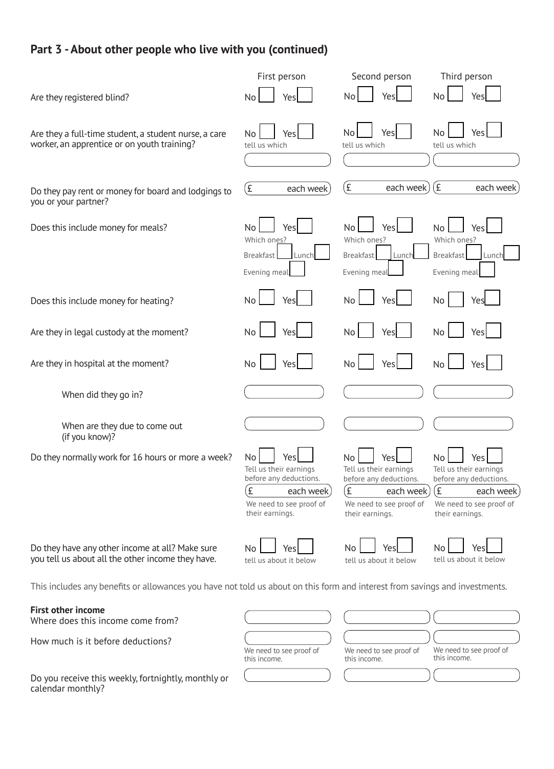## Part 3 - About other people who live with you (continued)

| | First person | Second person | Third person |
|---|---|---|---|
| Are they registered blind? | No ☐ Yes ☐ | No ☐ Yes ☐ | No ☐ Yes ☐ |
| Are they a full-time student, a student nurse, a care worker, an apprentice or on youth training? | No ☐ Yes ☐ tell us which | No ☐ Yes ☐ tell us which | No ☐ Yes ☐ tell us which |
| Do they pay rent or money for board and lodgings to you or your partner? | £ each week | £ each week | £ each week |
| Does this include money for meals? | No ☐ Yes ☐ Which ones? Breakfast ☐ Lunch ☐ Evening meal ☐ | No ☐ Yes ☐ Which ones? Breakfast ☐ Lunch ☐ Evening meal ☐ | No ☐ Yes ☐ Which ones? Breakfast ☐ Lunch ☐ Evening meal ☐ |
| Does this include money for heating? | No ☐ Yes ☐ | No ☐ Yes ☐ | No ☐ Yes ☐ |
| Are they in legal custody at the moment? | No ☐ Yes ☐ | No ☐ Yes ☐ | No ☐ Yes ☐ |
| Are they in hospital at the moment? | No ☐ Yes ☐ | No ☐ Yes ☐ | No ☐ Yes ☐ |
| When did they go in? | | | |
| When are they due to come out (if you know)? | | | |
| Do they normally work for 16 hours or more a week? | No ☐ Yes ☐ Tell us their earnings before any deductions. £ each week. We need to see proof of their earnings. | No ☐ Yes ☐ Tell us their earnings before any deductions. £ each week. We need to see proof of their earnings. | No ☐ Yes ☐ Tell us their earnings before any deductions. £ each week. We need to see proof of their earnings. |
| Do they have any other income at all? Make sure you tell us about all the other income they have. | No ☐ Yes ☐ tell us about it below | No ☐ Yes ☐ tell us about it below | No ☐ Yes ☐ tell us about it below |

This includes any benefits or allowances you have not told us about on this form and interest from savings and investments.

| **First other income** | First person | Second person | Third person |
|---|---|---|---|
| Where does this income come from? | | | |
| How much is it before deductions? | We need to see proof of this income. | We need to see proof of this income. | We need to see proof of this income. |
| Do you receive this weekly, fortnightly, monthly or calendar monthly? | | | |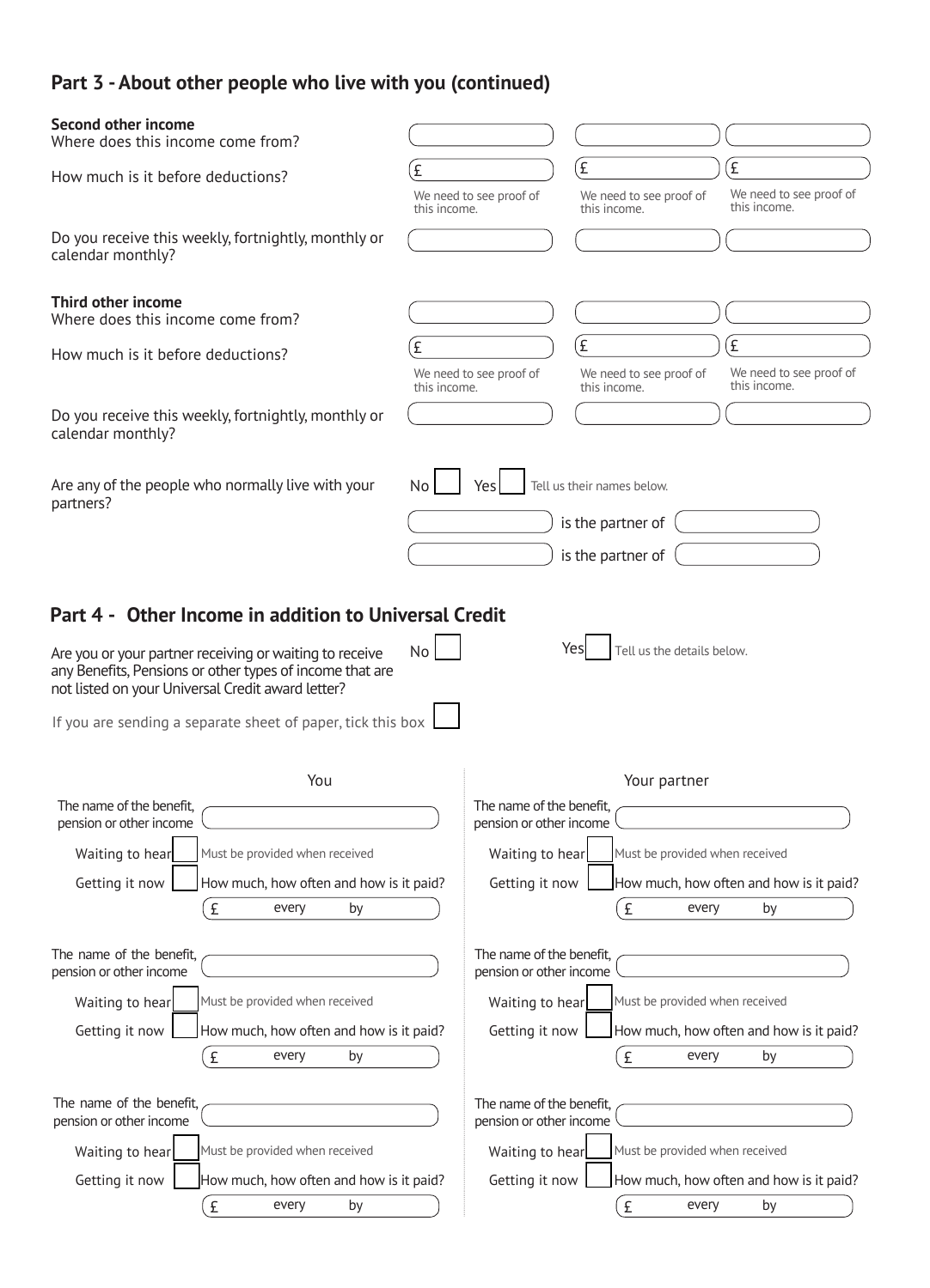## Part 3 - About other people who live with you (continued)

**Second other income**

| | | | |
|---|---|---|---|
| Where does this income come from? | | | |
| How much is it before deductions? | £<br>We need to see proof of this income. | £<br>We need to see proof of this income. | £<br>We need to see proof of this income. |
| Do you receive this weekly, fortnightly, monthly or calendar monthly? | | | |

**Third other income**

| | | | |
|---|---|---|---|
| Where does this income come from? | | | |
| How much is it before deductions? | £<br>We need to see proof of this income. | £<br>We need to see proof of this income. | £<br>We need to see proof of this income. |
| Do you receive this weekly, fortnightly, monthly or calendar monthly? | | | |

Are any of the people who normally live with your partners?

No ☐ Yes ☐ Tell us their names below.

______ is the partner of ______

______ is the partner of ______

## Part 4 - Other Income in addition to Universal Credit

Are you or your partner receiving or waiting to receive any Benefits, Pensions or other types of income that are not listed on your Universal Credit award letter?

No ☐ Yes ☐ Tell us the details below.

If you are sending a separate sheet of paper, tick this box ☐

| You | Your partner |
|---|---|
| The name of the benefit, pension or other income ______ | The name of the benefit, pension or other income ______ |
| Waiting to hear ☐ Must be provided when received | Waiting to hear ☐ Must be provided when received |
| Getting it now ☐ How much, how often and how is it paid?<br>£ every by | Getting it now ☐ How much, how often and how is it paid?<br>£ every by |
| The name of the benefit, pension or other income ______ | The name of the benefit, pension or other income ______ |
| Waiting to hear ☐ Must be provided when received | Waiting to hear ☐ Must be provided when received |
| Getting it now ☐ How much, how often and how is it paid?<br>£ every by | Getting it now ☐ How much, how often and how is it paid?<br>£ every by |
| The name of the benefit, pension or other income ______ | The name of the benefit, pension or other income ______ |
| Waiting to hear ☐ Must be provided when received | Waiting to hear ☐ Must be provided when received |
| Getting it now ☐ How much, how often and how is it paid?<br>£ every by | Getting it now ☐ How much, how often and how is it paid?<br>£ every by |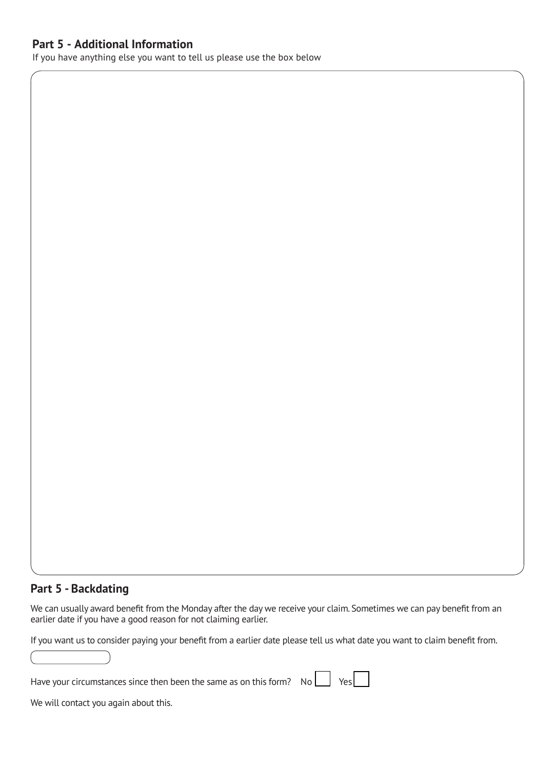## Part 5 - Additional Information

If you have anything else you want to tell us please use the box below

## Part 5 - Backdating

We can usually award benefit from the Monday after the day we receive your claim. Sometimes we can pay benefit from an earlier date if you have a good reason for not claiming earlier.

If you want us to consider paying your benefit from a earlier date please tell us what date you want to claim benefit from.

Have your circumstances since then been the same as on this form? No ☐ Yes ☐

We will contact you again about this.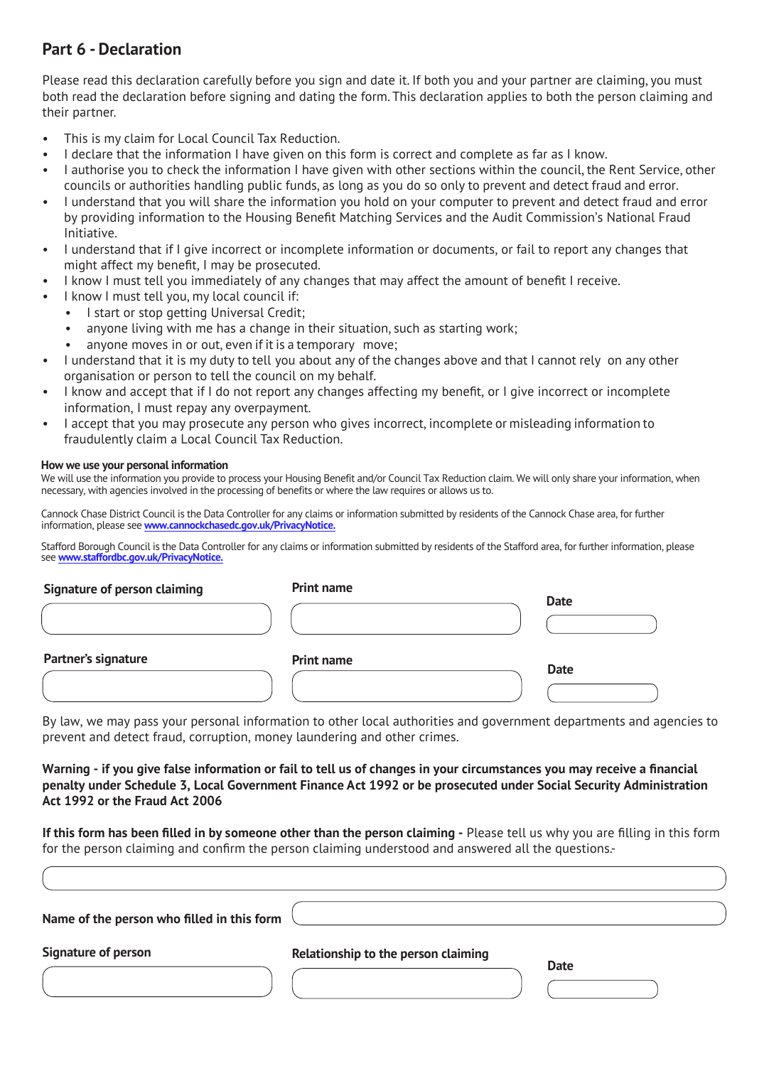## Part 6 - Declaration

Please read this declaration carefully before you sign and date it. If both you and your partner are claiming, you must both read the declaration before signing and dating the form. This declaration applies to both the person claiming and their partner.

- This is my claim for Local Council Tax Reduction.
- I declare that the information I have given on this form is correct and complete as far as I know.
- I authorise you to check the information I have given with other sections within the council, the Rent Service, other councils or authorities handling public funds, as long as you do so only to prevent and detect fraud and error.
- I understand that you will share the information you hold on your computer to prevent and detect fraud and error by providing information to the Housing Benefit Matching Services and the Audit Commission's National Fraud Initiative.
- I understand that if I give incorrect or incomplete information or documents, or fail to report any changes that might affect my benefit, I may be prosecuted.
- I know I must tell you immediately of any changes that may affect the amount of benefit I receive.
- I know I must tell you, my local council if:
  - I start or stop getting Universal Credit;
  - anyone living with me has a change in their situation, such as starting work;
  - anyone moves in or out, even if it is a temporary move;
- I understand that it is my duty to tell you about any of the changes above and that I cannot rely on any other organisation or person to tell the council on my behalf.
- I know and accept that if I do not report any changes affecting my benefit, or I give incorrect or incomplete information, I must repay any overpayment.
- I accept that you may prosecute any person who gives incorrect, incomplete or misleading information to fraudulently claim a Local Council Tax Reduction.

**How we use your personal information**

We will use the information you provide to process your Housing Benefit and/or Council Tax Reduction claim. We will only share your information, when necessary, with agencies involved in the processing of benefits or where the law requires or allows us to.

Cannock Chase District Council is the Data Controller for any claims or information submitted by residents of the Cannock Chase area, for further information, please see **www.cannockchasedc.gov.uk/PrivacyNotice.**

Stafford Borough Council is the Data Controller for any claims or information submitted by residents of the Stafford area, for further information, please see **www.staffordbc.gov.uk/PrivacyNotice.**

| Signature of person claiming | Print name | Date |
|---|---|---|
| | | |

| Partner's signature | Print name | Date |
|---|---|---|
| | | |

By law, we may pass your personal information to other local authorities and government departments and agencies to prevent and detect fraud, corruption, money laundering and other crimes.

**Warning - if you give false information or fail to tell us of changes in your circumstances you may receive a financial penalty under Schedule 3, Local Government Finance Act 1992 or be prosecuted under Social Security Administration Act 1992 or the Fraud Act 2006**

**If this form has been filled in by someone other than the person claiming -** Please tell us why you are filling in this form for the person claiming and confirm the person claiming understood and answered all the questions:-

**Name of the person who filled in this form**

| Signature of person | Relationship to the person claiming | Date |
|---|---|---|
| | | |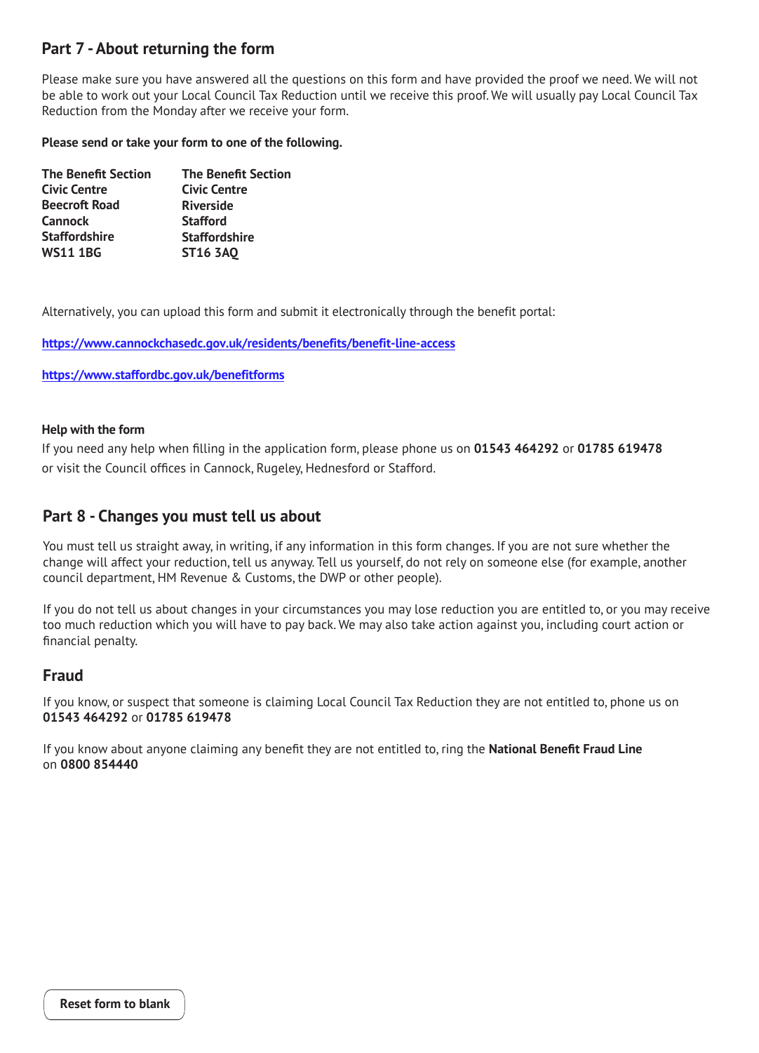## Part 7 - About returning the form

Please make sure you have answered all the questions on this form and have provided the proof we need. We will not be able to work out your Local Council Tax Reduction until we receive this proof. We will usually pay Local Council Tax Reduction from the Monday after we receive your form.

**Please send or take your form to one of the following.**

| | |
|---|---|
| **The Benefit Section** | **The Benefit Section** |
| **Civic Centre** | **Civic Centre** |
| **Beecroft Road** | **Riverside** |
| **Cannock** | **Stafford** |
| **Staffordshire** | **Staffordshire** |
| **WS11 1BG** | **ST16 3AQ** |

Alternatively, you can upload this form and submit it electronically through the benefit portal:

https://www.cannockchasedc.gov.uk/residents/benefits/benefit-line-access

https://www.staffordbc.gov.uk/benefitforms

#### Help with the form

If you need any help when filling in the application form, please phone us on **01543 464292** or **01785 619478** or visit the Council offices in Cannock, Rugeley, Hednesford or Stafford.

## Part 8 - Changes you must tell us about

You must tell us straight away, in writing, if any information in this form changes. If you are not sure whether the change will affect your reduction, tell us anyway. Tell us yourself, do not rely on someone else (for example, another council department, HM Revenue & Customs, the DWP or other people).

If you do not tell us about changes in your circumstances you may lose reduction you are entitled to, or you may receive too much reduction which you will have to pay back. We may also take action against you, including court action or financial penalty.

## Fraud

If you know, or suspect that someone is claiming Local Council Tax Reduction they are not entitled to, phone us on **01543 464292** or **01785 619478**

If you know about anyone claiming any benefit they are not entitled to, ring the **National Benefit Fraud Line** on **0800 854440**

Reset form to blank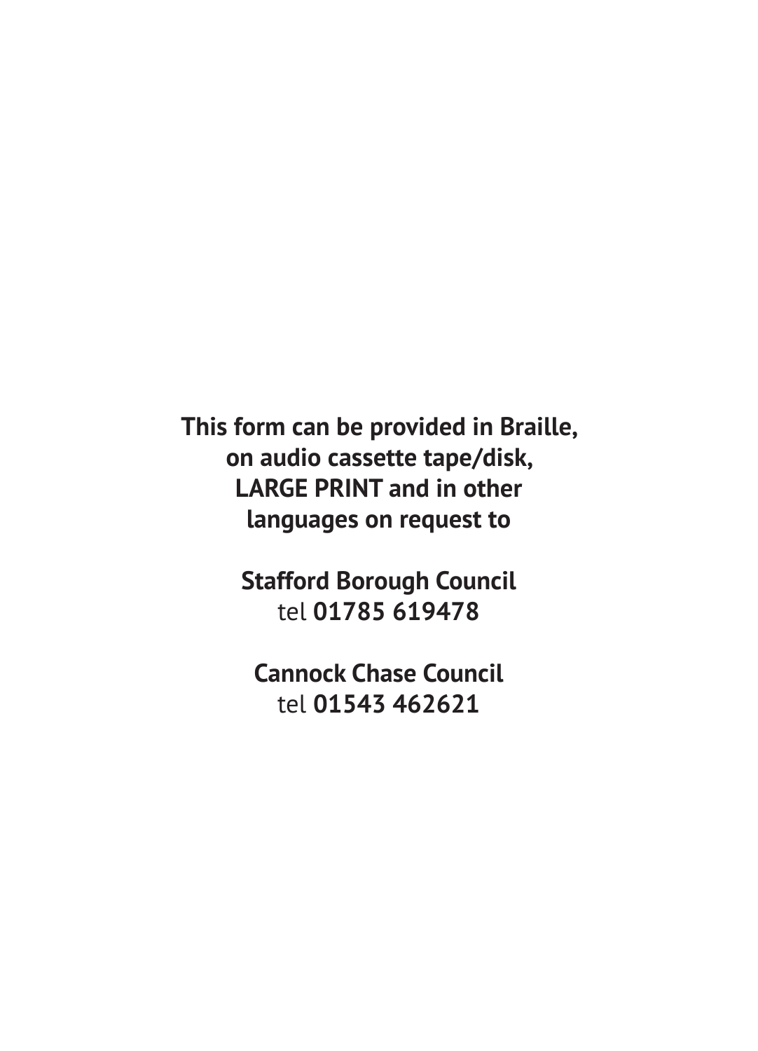**This form can be provided in Braille, on audio cassette tape/disk, LARGE PRINT and in other languages on request to**

**Stafford Borough Council**
tel **01785 619478**

**Cannock Chase Council**
tel **01543 462621**